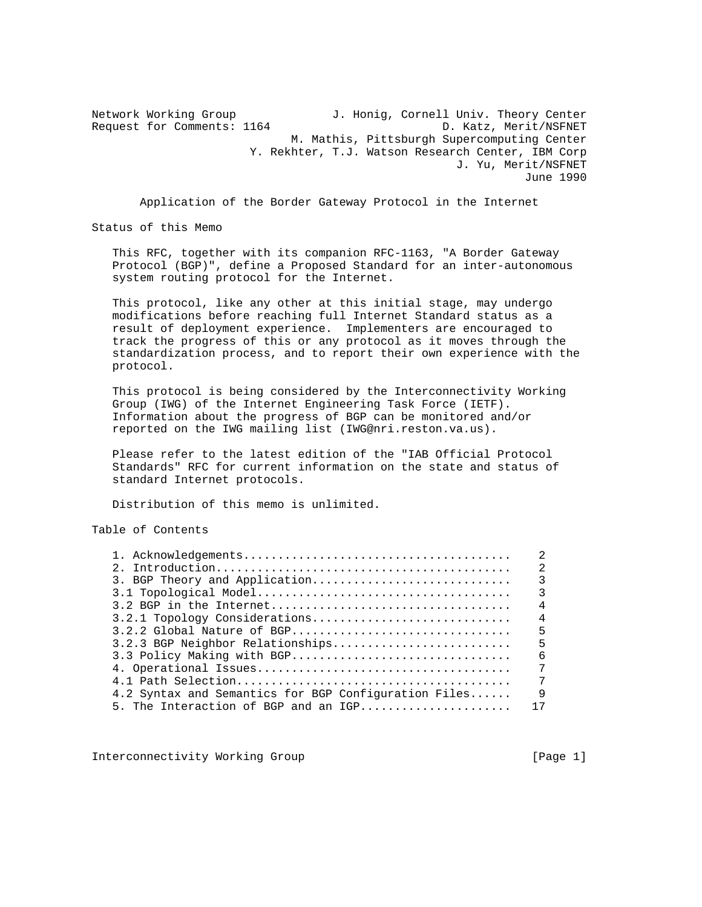Network Working Group J. Honig, Cornell Univ. Theory Center
Request for Comments: 1164 D. Katz, Merit/NSFNET
M. Mathis, Pittsburgh Supercomputing Center
Y. Rekhter, T.J. Watson Research Center, IBM Corp
J. Yu, Merit/NSFNET
June 1990

# Application of the Border Gateway Protocol in the Internet

## Status of this Memo

This RFC, together with its companion RFC-1163, "A Border Gateway Protocol (BGP)", define a Proposed Standard for an inter-autonomous system routing protocol for the Internet.

This protocol, like any other at this initial stage, may undergo modifications before reaching full Internet Standard status as a result of deployment experience. Implementers are encouraged to track the progress of this or any protocol as it moves through the standardization process, and to report their own experience with the protocol.

This protocol is being considered by the Interconnectivity Working Group (IWG) of the Internet Engineering Task Force (IETF). Information about the progress of BGP can be monitored and/or reported on the IWG mailing list (IWG@nri.reston.va.us).

Please refer to the latest edition of the "IAB Official Protocol Standards" RFC for current information on the state and status of standard Internet protocols.

Distribution of this memo is unlimited.

## Table of Contents

```
1. Acknowledgements......................................    2
2. Introduction..........................................    2
3. BGP Theory and Application............................    3
3.1 Topological Model....................................    3
3.2 BGP in the Internet..................................    4
3.2.1 Topology Considerations............................    4
3.2.2 Global Nature of BGP...............................    5
3.2.3 BGP Neighbor Relationships.........................    5
3.3 Policy Making with BGP...............................    6
4. Operational Issues....................................    7
4.1 Path Selection.......................................    7
4.2 Syntax and Semantics for BGP Configuration Files......   9
5. The Interaction of BGP and an IGP.....................   17
```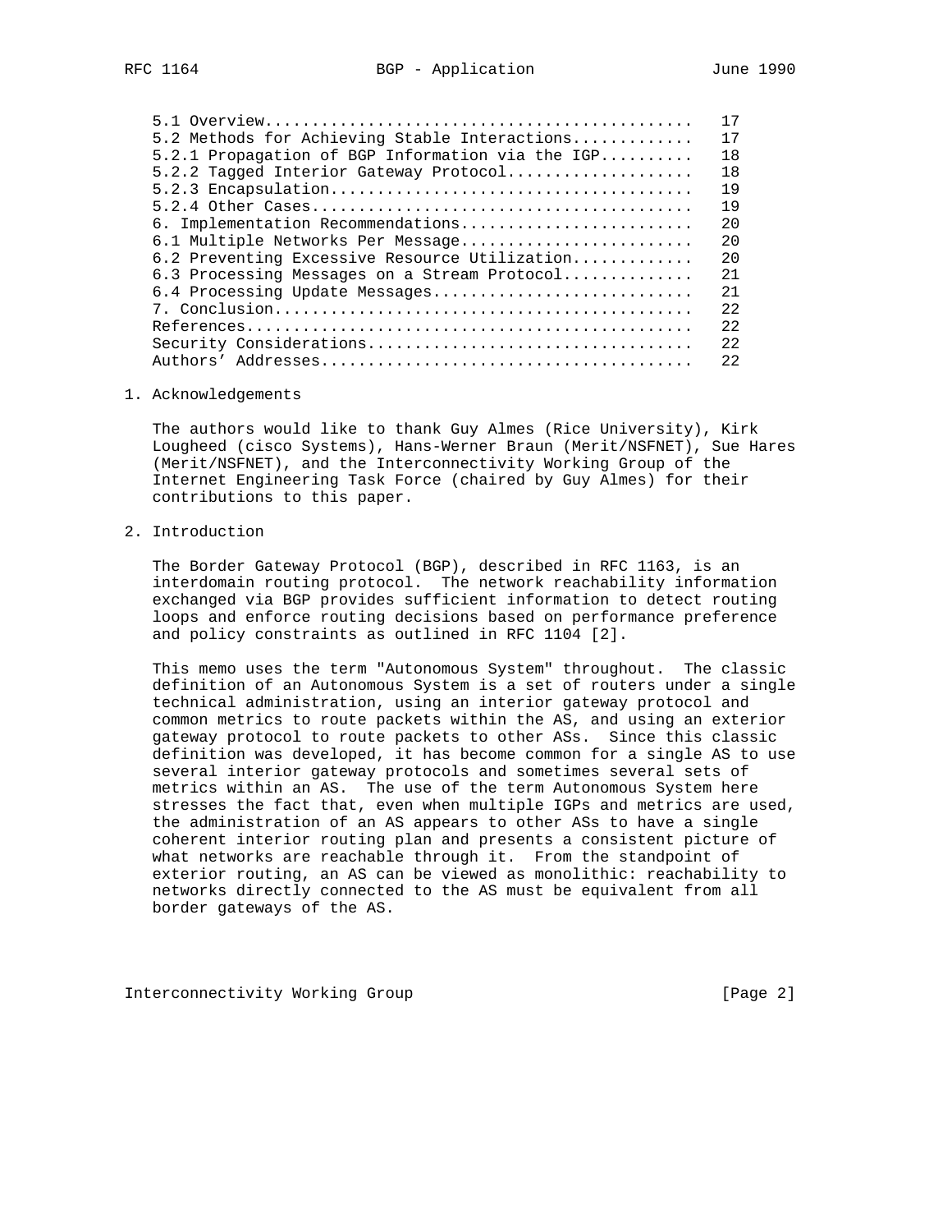| | |
|---|---|
| 5.1 Overview | 17 |
| 5.2 Methods for Achieving Stable Interactions | 17 |
| 5.2.1 Propagation of BGP Information via the IGP | 18 |
| 5.2.2 Tagged Interior Gateway Protocol | 18 |
| 5.2.3 Encapsulation | 19 |
| 5.2.4 Other Cases | 19 |
| 6. Implementation Recommendations | 20 |
| 6.1 Multiple Networks Per Message | 20 |
| 6.2 Preventing Excessive Resource Utilization | 20 |
| 6.3 Processing Messages on a Stream Protocol | 21 |
| 6.4 Processing Update Messages | 21 |
| 7. Conclusion | 22 |
| References | 22 |
| Security Considerations | 22 |
| Authors' Addresses | 22 |

## 1. Acknowledgements

The authors would like to thank Guy Almes (Rice University), Kirk Lougheed (cisco Systems), Hans-Werner Braun (Merit/NSFNET), Sue Hares (Merit/NSFNET), and the Interconnectivity Working Group of the Internet Engineering Task Force (chaired by Guy Almes) for their contributions to this paper.

## 2. Introduction

The Border Gateway Protocol (BGP), described in RFC 1163, is an interdomain routing protocol. The network reachability information exchanged via BGP provides sufficient information to detect routing loops and enforce routing decisions based on performance preference and policy constraints as outlined in RFC 1104 [2].

This memo uses the term "Autonomous System" throughout. The classic definition of an Autonomous System is a set of routers under a single technical administration, using an interior gateway protocol and common metrics to route packets within the AS, and using an exterior gateway protocol to route packets to other ASs. Since this classic definition was developed, it has become common for a single AS to use several interior gateway protocols and sometimes several sets of metrics within an AS. The use of the term Autonomous System here stresses the fact that, even when multiple IGPs and metrics are used, the administration of an AS appears to other ASs to have a single coherent interior routing plan and presents a consistent picture of what networks are reachable through it. From the standpoint of exterior routing, an AS can be viewed as monolithic: reachability to networks directly connected to the AS must be equivalent from all border gateways of the AS.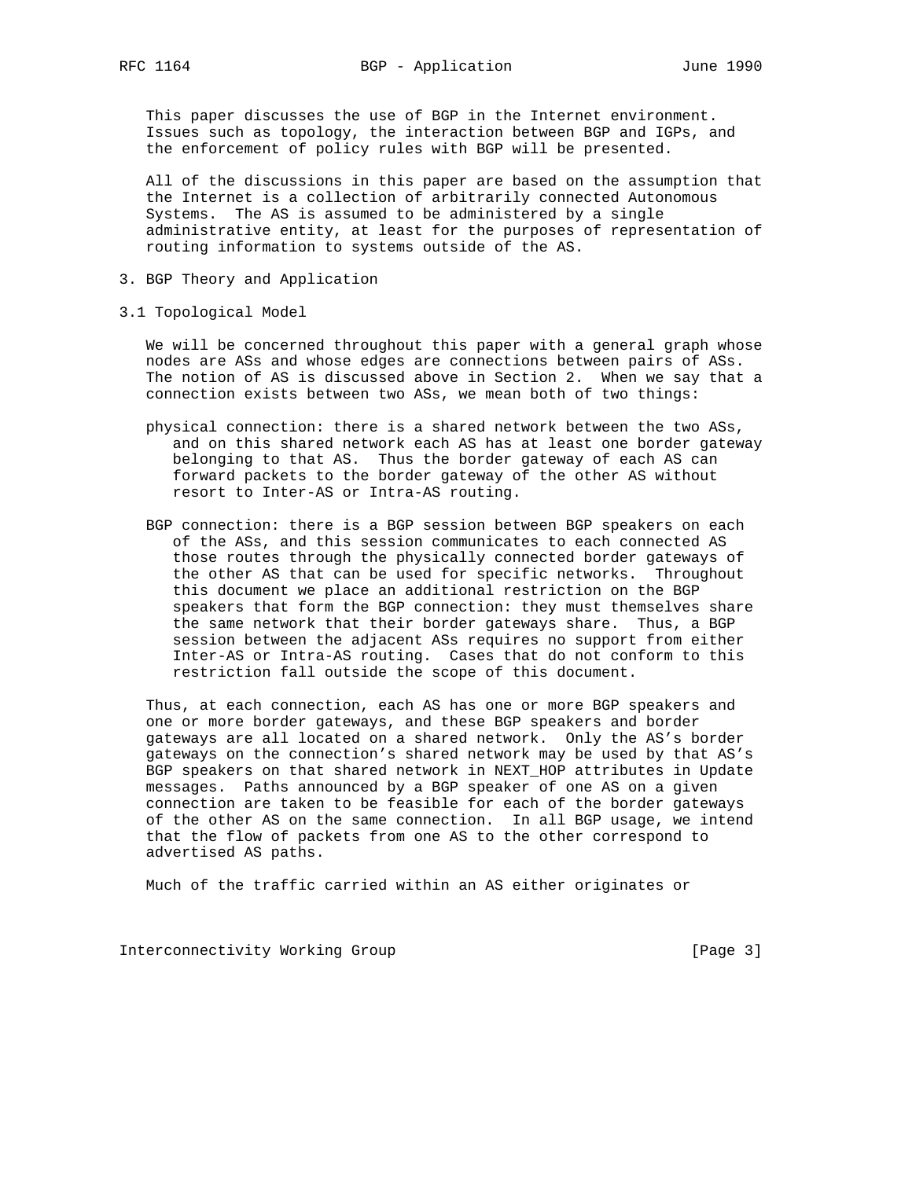This paper discusses the use of BGP in the Internet environment. Issues such as topology, the interaction between BGP and IGPs, and the enforcement of policy rules with BGP will be presented.

All of the discussions in this paper are based on the assumption that the Internet is a collection of arbitrarily connected Autonomous Systems. The AS is assumed to be administered by a single administrative entity, at least for the purposes of representation of routing information to systems outside of the AS.

## 3. BGP Theory and Application

### 3.1 Topological Model

We will be concerned throughout this paper with a general graph whose nodes are ASs and whose edges are connections between pairs of ASs. The notion of AS is discussed above in Section 2. When we say that a connection exists between two ASs, we mean both of two things:

physical connection: there is a shared network between the two ASs, and on this shared network each AS has at least one border gateway belonging to that AS. Thus the border gateway of each AS can forward packets to the border gateway of the other AS without resort to Inter-AS or Intra-AS routing.

BGP connection: there is a BGP session between BGP speakers on each of the ASs, and this session communicates to each connected AS those routes through the physically connected border gateways of the other AS that can be used for specific networks. Throughout this document we place an additional restriction on the BGP speakers that form the BGP connection: they must themselves share the same network that their border gateways share. Thus, a BGP session between the adjacent ASs requires no support from either Inter-AS or Intra-AS routing. Cases that do not conform to this restriction fall outside the scope of this document.

Thus, at each connection, each AS has one or more BGP speakers and one or more border gateways, and these BGP speakers and border gateways are all located on a shared network. Only the AS's border gateways on the connection's shared network may be used by that AS's BGP speakers on that shared network in NEXT_HOP attributes in Update messages. Paths announced by a BGP speaker of one AS on a given connection are taken to be feasible for each of the border gateways of the other AS on the same connection. In all BGP usage, we intend that the flow of packets from one AS to the other correspond to advertised AS paths.

Much of the traffic carried within an AS either originates or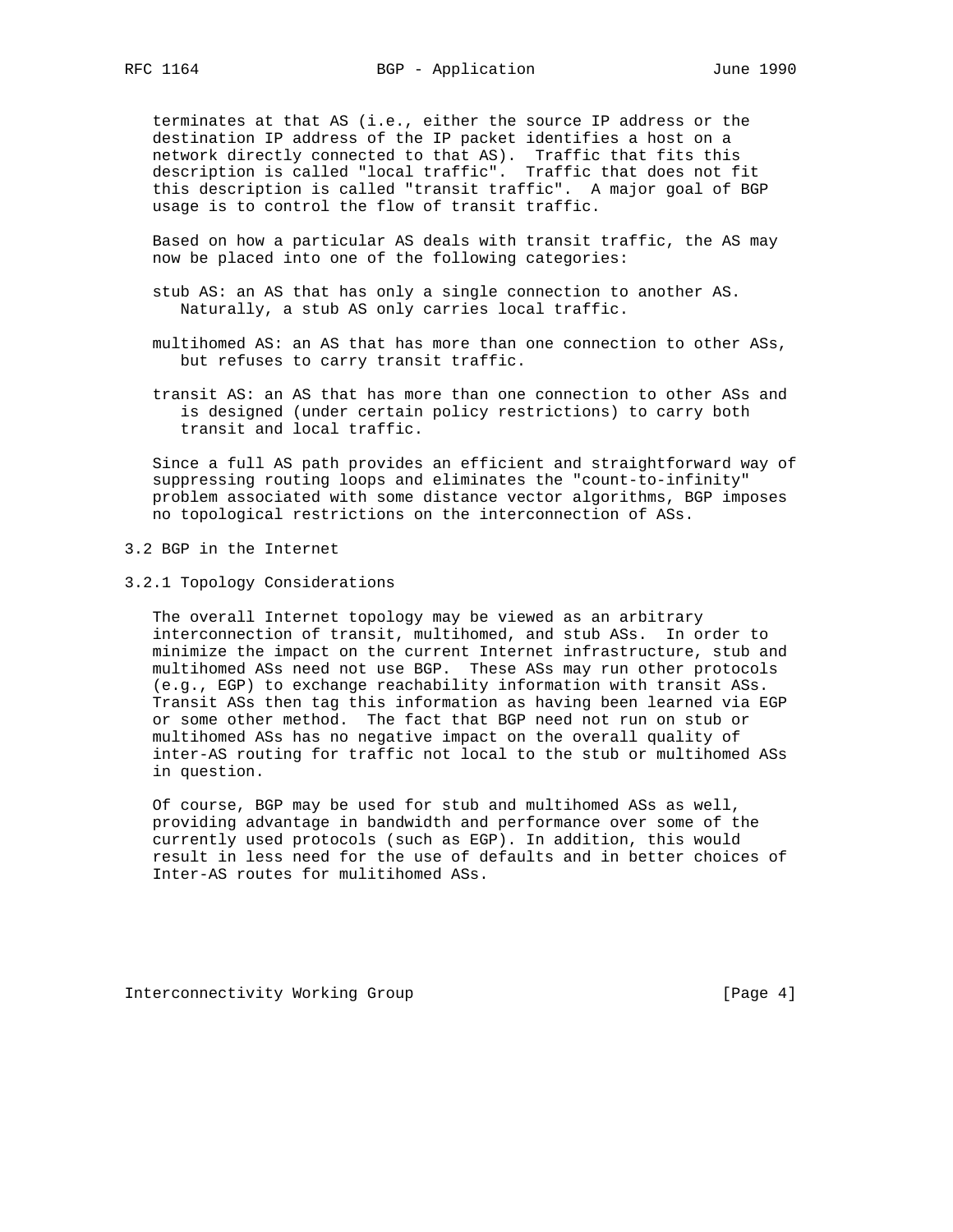terminates at that AS (i.e., either the source IP address or the destination IP address of the IP packet identifies a host on a network directly connected to that AS). Traffic that fits this description is called "local traffic". Traffic that does not fit this description is called "transit traffic". A major goal of BGP usage is to control the flow of transit traffic.

Based on how a particular AS deals with transit traffic, the AS may now be placed into one of the following categories:

stub AS: an AS that has only a single connection to another AS. Naturally, a stub AS only carries local traffic.

multihomed AS: an AS that has more than one connection to other ASs, but refuses to carry transit traffic.

transit AS: an AS that has more than one connection to other ASs and is designed (under certain policy restrictions) to carry both transit and local traffic.

Since a full AS path provides an efficient and straightforward way of suppressing routing loops and eliminates the "count-to-infinity" problem associated with some distance vector algorithms, BGP imposes no topological restrictions on the interconnection of ASs.

## 3.2 BGP in the Internet

### 3.2.1 Topology Considerations

The overall Internet topology may be viewed as an arbitrary interconnection of transit, multihomed, and stub ASs. In order to minimize the impact on the current Internet infrastructure, stub and multihomed ASs need not use BGP. These ASs may run other protocols (e.g., EGP) to exchange reachability information with transit ASs. Transit ASs then tag this information as having been learned via EGP or some other method. The fact that BGP need not run on stub or multihomed ASs has no negative impact on the overall quality of inter-AS routing for traffic not local to the stub or multihomed ASs in question.

Of course, BGP may be used for stub and multihomed ASs as well, providing advantage in bandwidth and performance over some of the currently used protocols (such as EGP). In addition, this would result in less need for the use of defaults and in better choices of Inter-AS routes for mulitihomed ASs.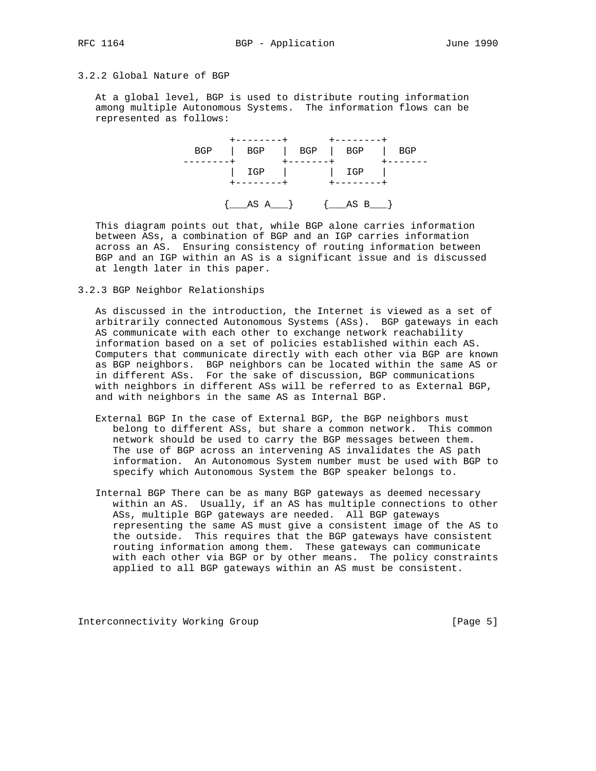### 3.2.2 Global Nature of BGP

At a global level, BGP is used to distribute routing information among multiple Autonomous Systems. The information flows can be represented as follows:

```
              +--------+        +--------+
      BGP     |  BGP   |  BGP   |  BGP   |  BGP
    --------+         +-------+          +-------
              |  IGP   |        |  IGP   |
              +--------+        +--------+

             {___AS A___}      {___AS B___}
```

This diagram points out that, while BGP alone carries information between ASs, a combination of BGP and an IGP carries information across an AS. Ensuring consistency of routing information between BGP and an IGP within an AS is a significant issue and is discussed at length later in this paper.

### 3.2.3 BGP Neighbor Relationships

As discussed in the introduction, the Internet is viewed as a set of arbitrarily connected Autonomous Systems (ASs). BGP gateways in each AS communicate with each other to exchange network reachability information based on a set of policies established within each AS. Computers that communicate directly with each other via BGP are known as BGP neighbors. BGP neighbors can be located within the same AS or in different ASs. For the sake of discussion, BGP communications with neighbors in different ASs will be referred to as External BGP, and with neighbors in the same AS as Internal BGP.

External BGP In the case of External BGP, the BGP neighbors must belong to different ASs, but share a common network. This common network should be used to carry the BGP messages between them. The use of BGP across an intervening AS invalidates the AS path information. An Autonomous System number must be used with BGP to specify which Autonomous System the BGP speaker belongs to.

Internal BGP There can be as many BGP gateways as deemed necessary within an AS. Usually, if an AS has multiple connections to other ASs, multiple BGP gateways are needed. All BGP gateways representing the same AS must give a consistent image of the AS to the outside. This requires that the BGP gateways have consistent routing information among them. These gateways can communicate with each other via BGP or by other means. The policy constraints applied to all BGP gateways within an AS must be consistent.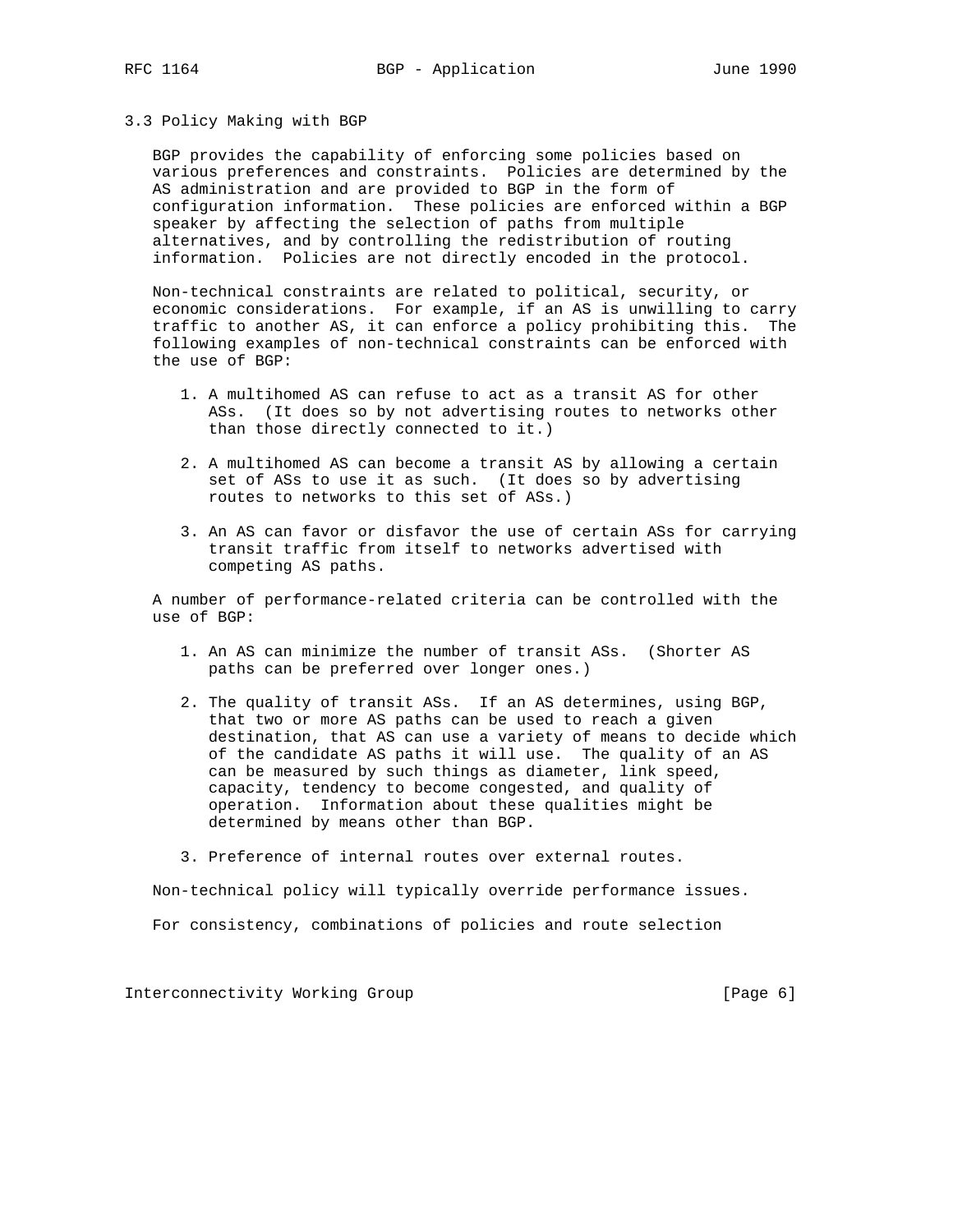### 3.3 Policy Making with BGP

BGP provides the capability of enforcing some policies based on various preferences and constraints. Policies are determined by the AS administration and are provided to BGP in the form of configuration information. These policies are enforced within a BGP speaker by affecting the selection of paths from multiple alternatives, and by controlling the redistribution of routing information. Policies are not directly encoded in the protocol.

Non-technical constraints are related to political, security, or economic considerations. For example, if an AS is unwilling to carry traffic to another AS, it can enforce a policy prohibiting this. The following examples of non-technical constraints can be enforced with the use of BGP:

1. A multihomed AS can refuse to act as a transit AS for other ASs. (It does so by not advertising routes to networks other than those directly connected to it.)

2. A multihomed AS can become a transit AS by allowing a certain set of ASs to use it as such. (It does so by advertising routes to networks to this set of ASs.)

3. An AS can favor or disfavor the use of certain ASs for carrying transit traffic from itself to networks advertised with competing AS paths.

A number of performance-related criteria can be controlled with the use of BGP:

1. An AS can minimize the number of transit ASs. (Shorter AS paths can be preferred over longer ones.)

2. The quality of transit ASs. If an AS determines, using BGP, that two or more AS paths can be used to reach a given destination, that AS can use a variety of means to decide which of the candidate AS paths it will use. The quality of an AS can be measured by such things as diameter, link speed, capacity, tendency to become congested, and quality of operation. Information about these qualities might be determined by means other than BGP.

3. Preference of internal routes over external routes.

Non-technical policy will typically override performance issues.

For consistency, combinations of policies and route selection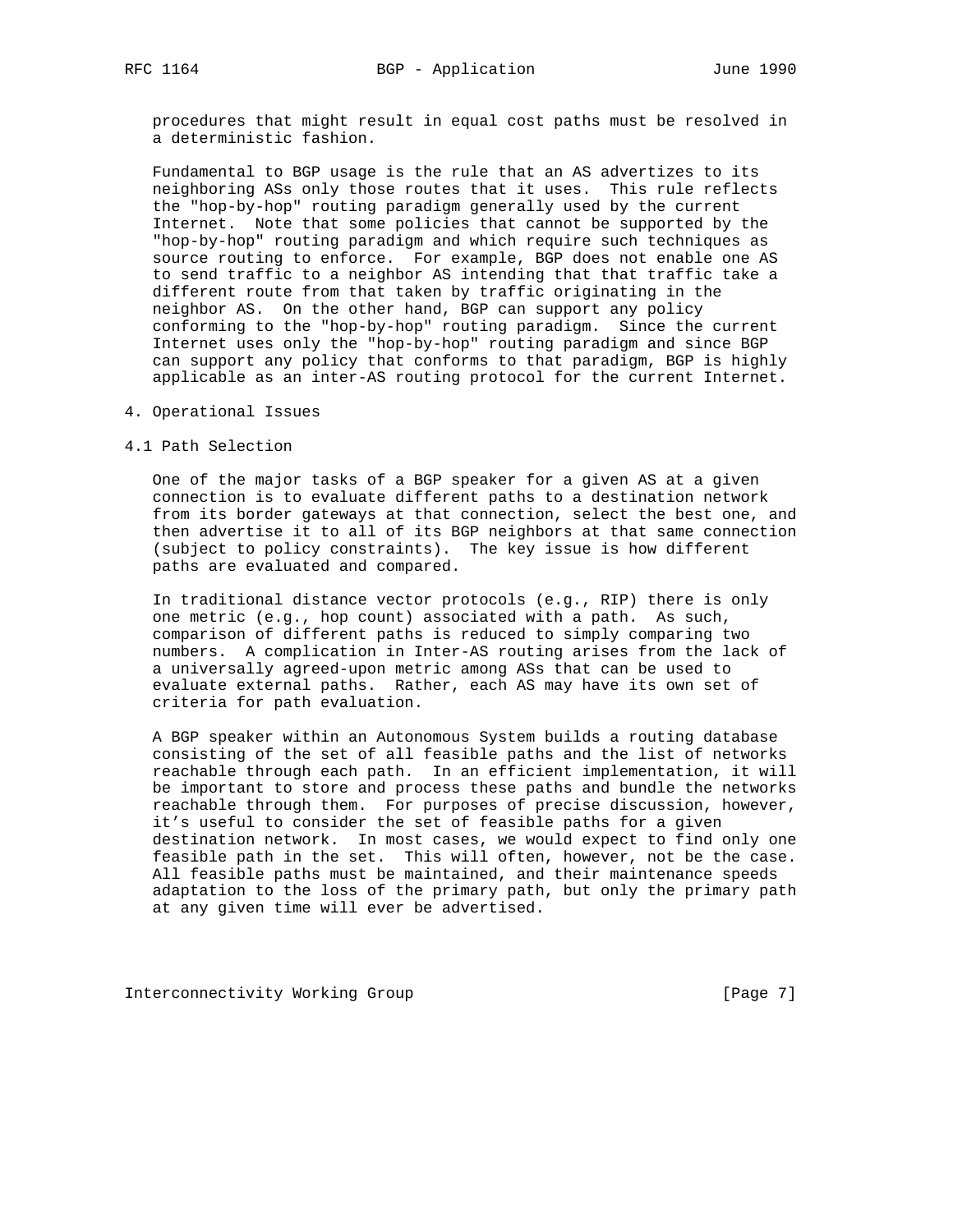procedures that might result in equal cost paths must be resolved in a deterministic fashion.

Fundamental to BGP usage is the rule that an AS advertizes to its neighboring ASs only those routes that it uses. This rule reflects the "hop-by-hop" routing paradigm generally used by the current Internet. Note that some policies that cannot be supported by the "hop-by-hop" routing paradigm and which require such techniques as source routing to enforce. For example, BGP does not enable one AS to send traffic to a neighbor AS intending that that traffic take a different route from that taken by traffic originating in the neighbor AS. On the other hand, BGP can support any policy conforming to the "hop-by-hop" routing paradigm. Since the current Internet uses only the "hop-by-hop" routing paradigm and since BGP can support any policy that conforms to that paradigm, BGP is highly applicable as an inter-AS routing protocol for the current Internet.

## 4. Operational Issues

### 4.1 Path Selection

One of the major tasks of a BGP speaker for a given AS at a given connection is to evaluate different paths to a destination network from its border gateways at that connection, select the best one, and then advertise it to all of its BGP neighbors at that same connection (subject to policy constraints). The key issue is how different paths are evaluated and compared.

In traditional distance vector protocols (e.g., RIP) there is only one metric (e.g., hop count) associated with a path. As such, comparison of different paths is reduced to simply comparing two numbers. A complication in Inter-AS routing arises from the lack of a universally agreed-upon metric among ASs that can be used to evaluate external paths. Rather, each AS may have its own set of criteria for path evaluation.

A BGP speaker within an Autonomous System builds a routing database consisting of the set of all feasible paths and the list of networks reachable through each path. In an efficient implementation, it will be important to store and process these paths and bundle the networks reachable through them. For purposes of precise discussion, however, it’s useful to consider the set of feasible paths for a given destination network. In most cases, we would expect to find only one feasible path in the set. This will often, however, not be the case. All feasible paths must be maintained, and their maintenance speeds adaptation to the loss of the primary path, but only the primary path at any given time will ever be advertised.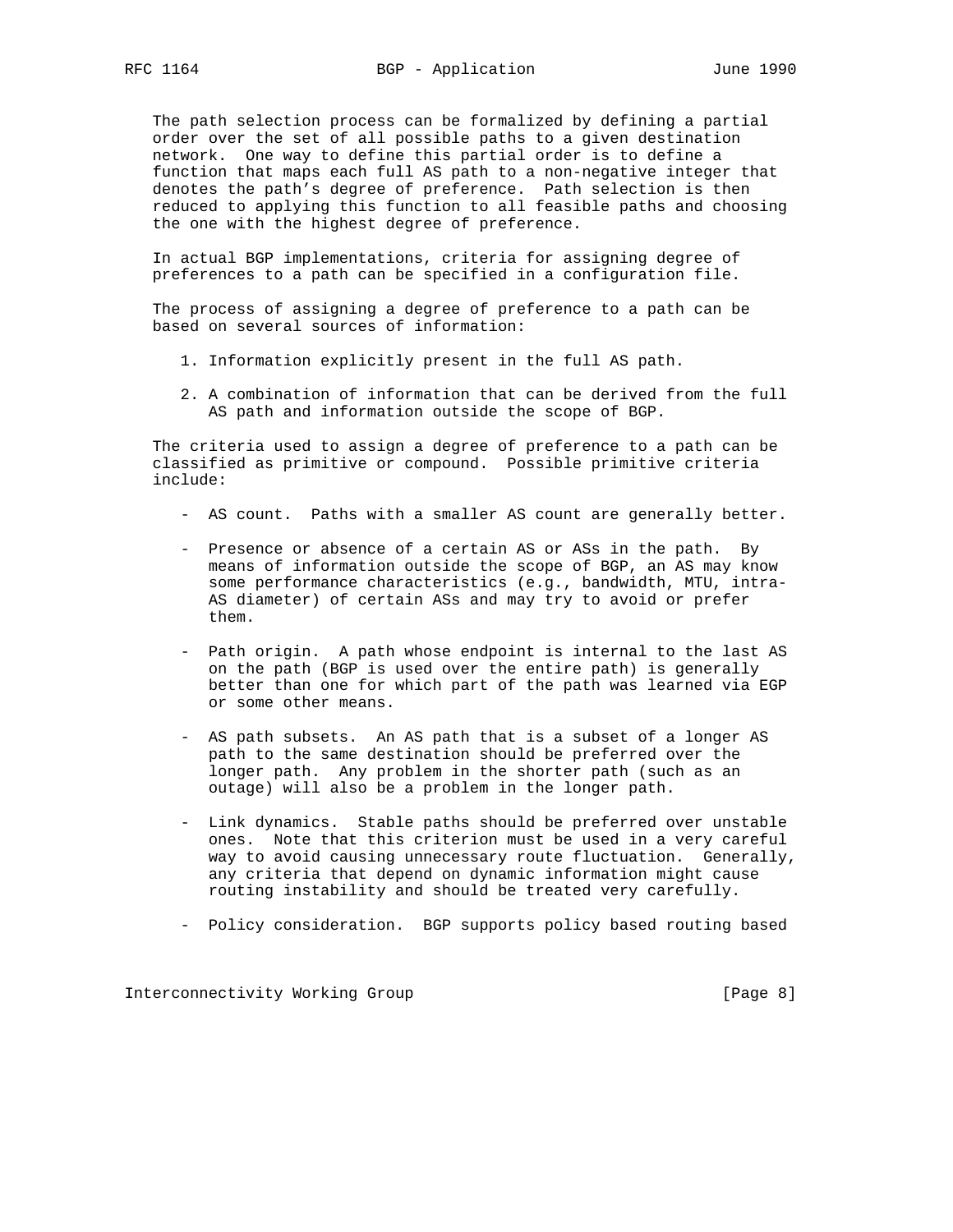The path selection process can be formalized by defining a partial order over the set of all possible paths to a given destination network. One way to define this partial order is to define a function that maps each full AS path to a non-negative integer that denotes the path's degree of preference. Path selection is then reduced to applying this function to all feasible paths and choosing the one with the highest degree of preference.

In actual BGP implementations, criteria for assigning degree of preferences to a path can be specified in a configuration file.

The process of assigning a degree of preference to a path can be based on several sources of information:

1. Information explicitly present in the full AS path.

2. A combination of information that can be derived from the full AS path and information outside the scope of BGP.

The criteria used to assign a degree of preference to a path can be classified as primitive or compound. Possible primitive criteria include:

- AS count. Paths with a smaller AS count are generally better.

- Presence or absence of a certain AS or ASs in the path. By means of information outside the scope of BGP, an AS may know some performance characteristics (e.g., bandwidth, MTU, intra-AS diameter) of certain ASs and may try to avoid or prefer them.

- Path origin. A path whose endpoint is internal to the last AS on the path (BGP is used over the entire path) is generally better than one for which part of the path was learned via EGP or some other means.

- AS path subsets. An AS path that is a subset of a longer AS path to the same destination should be preferred over the longer path. Any problem in the shorter path (such as an outage) will also be a problem in the longer path.

- Link dynamics. Stable paths should be preferred over unstable ones. Note that this criterion must be used in a very careful way to avoid causing unnecessary route fluctuation. Generally, any criteria that depend on dynamic information might cause routing instability and should be treated very carefully.

- Policy consideration. BGP supports policy based routing based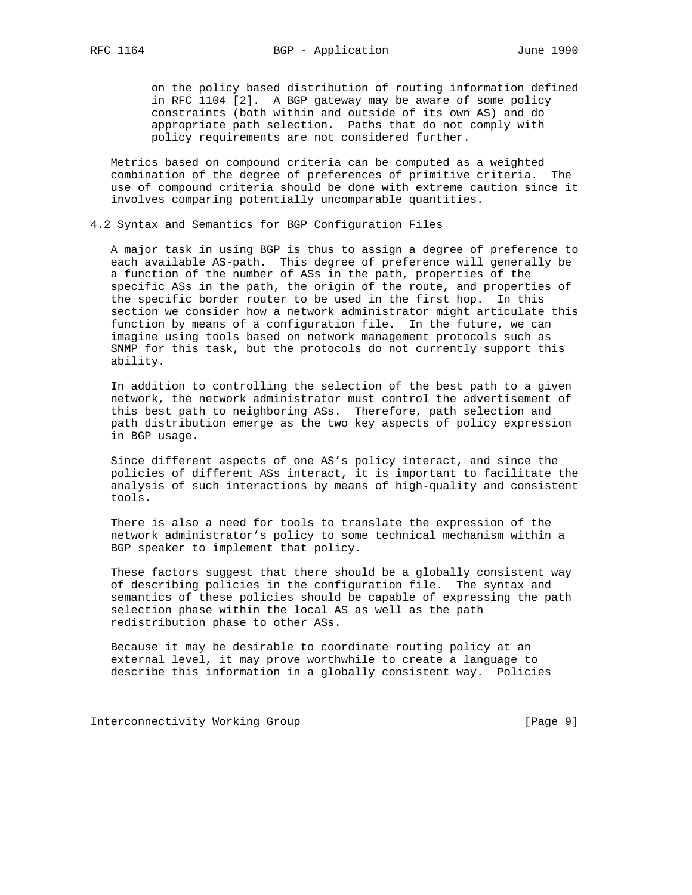on the policy based distribution of routing information defined in RFC 1104 [2]. A BGP gateway may be aware of some policy constraints (both within and outside of its own AS) and do appropriate path selection. Paths that do not comply with policy requirements are not considered further.

Metrics based on compound criteria can be computed as a weighted combination of the degree of preferences of primitive criteria. The use of compound criteria should be done with extreme caution since it involves comparing potentially uncomparable quantities.

## 4.2 Syntax and Semantics for BGP Configuration Files

A major task in using BGP is thus to assign a degree of preference to each available AS-path. This degree of preference will generally be a function of the number of ASs in the path, properties of the specific ASs in the path, the origin of the route, and properties of the specific border router to be used in the first hop. In this section we consider how a network administrator might articulate this function by means of a configuration file. In the future, we can imagine using tools based on network management protocols such as SNMP for this task, but the protocols do not currently support this ability.

In addition to controlling the selection of the best path to a given network, the network administrator must control the advertisement of this best path to neighboring ASs. Therefore, path selection and path distribution emerge as the two key aspects of policy expression in BGP usage.

Since different aspects of one AS's policy interact, and since the policies of different ASs interact, it is important to facilitate the analysis of such interactions by means of high-quality and consistent tools.

There is also a need for tools to translate the expression of the network administrator's policy to some technical mechanism within a BGP speaker to implement that policy.

These factors suggest that there should be a globally consistent way of describing policies in the configuration file. The syntax and semantics of these policies should be capable of expressing the path selection phase within the local AS as well as the path redistribution phase to other ASs.

Because it may be desirable to coordinate routing policy at an external level, it may prove worthwhile to create a language to describe this information in a globally consistent way. Policies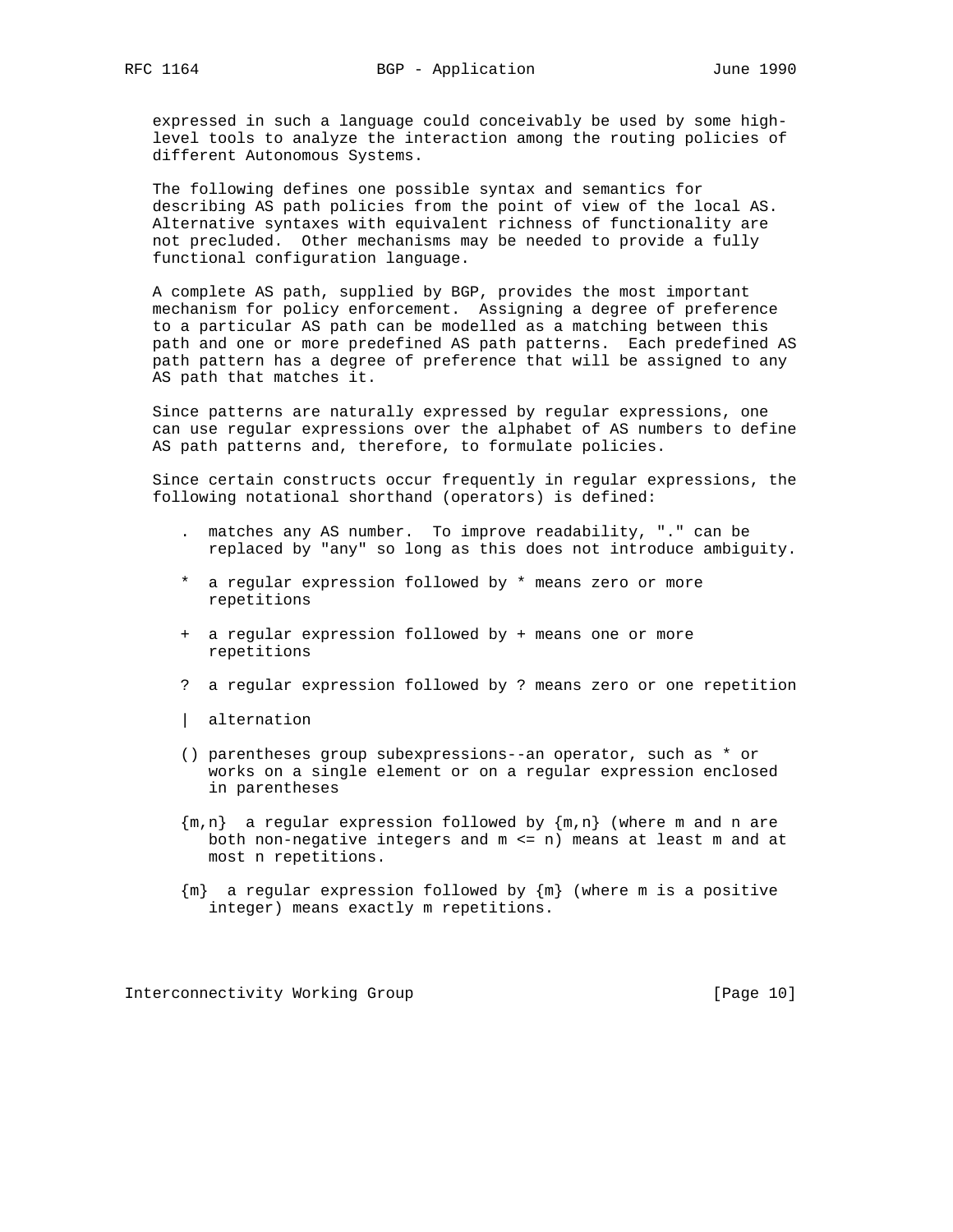expressed in such a language could conceivably be used by some high-level tools to analyze the interaction among the routing policies of different Autonomous Systems.

The following defines one possible syntax and semantics for describing AS path policies from the point of view of the local AS. Alternative syntaxes with equivalent richness of functionality are not precluded. Other mechanisms may be needed to provide a fully functional configuration language.

A complete AS path, supplied by BGP, provides the most important mechanism for policy enforcement. Assigning a degree of preference to a particular AS path can be modelled as a matching between this path and one or more predefined AS path patterns. Each predefined AS path pattern has a degree of preference that will be assigned to any AS path that matches it.

Since patterns are naturally expressed by regular expressions, one can use regular expressions over the alphabet of AS numbers to define AS path patterns and, therefore, to formulate policies.

Since certain constructs occur frequently in regular expressions, the following notational shorthand (operators) is defined:

- `.` matches any AS number. To improve readability, "." can be replaced by "any" so long as this does not introduce ambiguity.

- `*` a regular expression followed by * means zero or more repetitions

- `+` a regular expression followed by + means one or more repetitions

- `?` a regular expression followed by ? means zero or one repetition

- `|` alternation

- `()` parentheses group subexpressions--an operator, such as * or works on a single element or on a regular expression enclosed in parentheses

- `{m,n}` a regular expression followed by {m,n} (where m and n are both non-negative integers and m <= n) means at least m and at most n repetitions.

- `{m}` a regular expression followed by {m} (where m is a positive integer) means exactly m repetitions.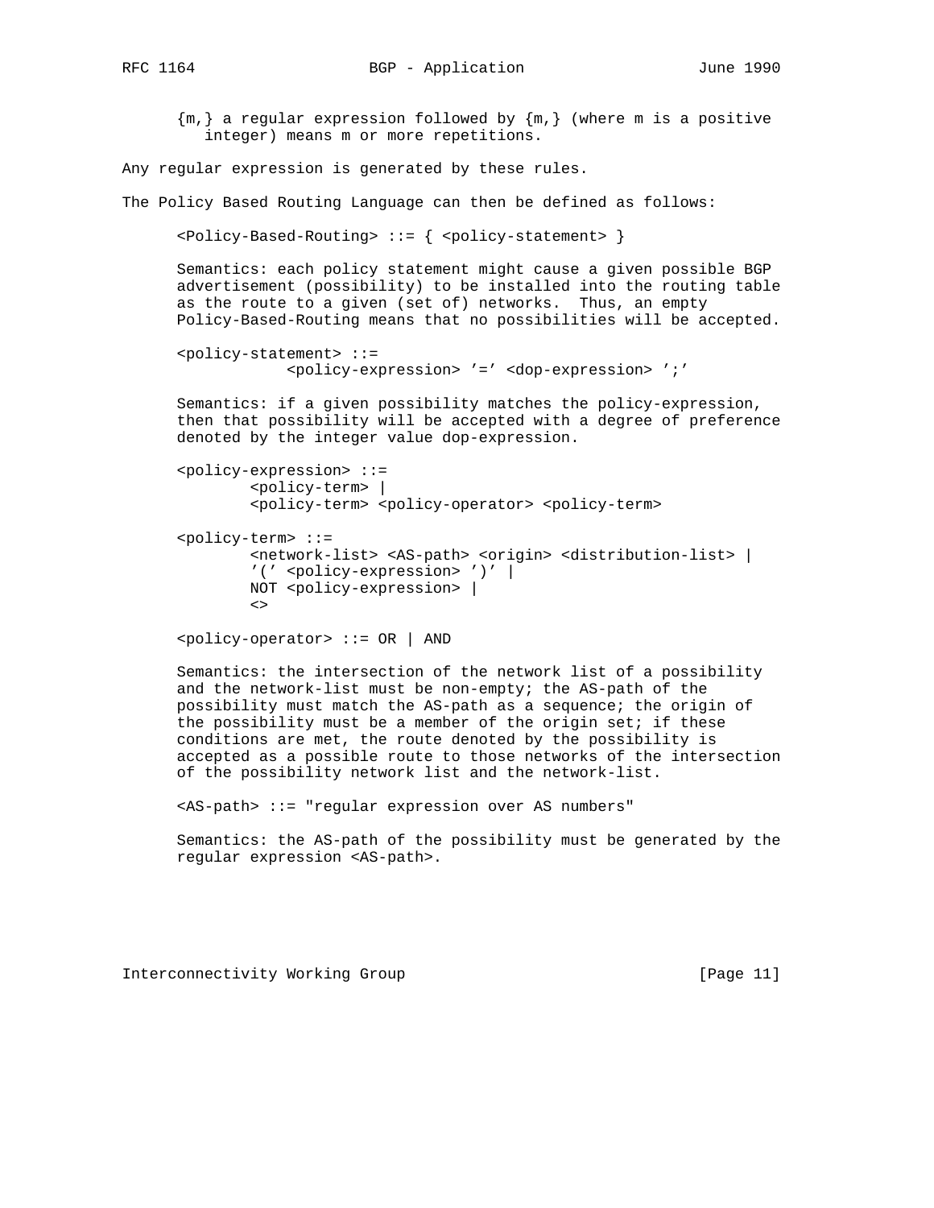{m,} a regular expression followed by {m,} (where m is a positive integer) means m or more repetitions.

Any regular expression is generated by these rules.

The Policy Based Routing Language can then be defined as follows:

```
<Policy-Based-Routing> ::= { <policy-statement> }
```

Semantics: each policy statement might cause a given possible BGP advertisement (possibility) to be installed into the routing table as the route to a given (set of) networks. Thus, an empty Policy-Based-Routing means that no possibilities will be accepted.

```
<policy-statement> ::=
            <policy-expression> '=' <dop-expression> ';'
```

Semantics: if a given possibility matches the policy-expression, then that possibility will be accepted with a degree of preference denoted by the integer value dop-expression.

```
<policy-expression> ::=
        <policy-term> |
        <policy-term> <policy-operator> <policy-term>

<policy-term> ::=
        <network-list> <AS-path> <origin> <distribution-list> |
        '(' <policy-expression> ')' |
        NOT <policy-expression> |
        <>

<policy-operator> ::= OR | AND
```

Semantics: the intersection of the network list of a possibility and the network-list must be non-empty; the AS-path of the possibility must match the AS-path as a sequence; the origin of the possibility must be a member of the origin set; if these conditions are met, the route denoted by the possibility is accepted as a possible route to those networks of the intersection of the possibility network list and the network-list.

```
<AS-path> ::= "regular expression over AS numbers"
```

Semantics: the AS-path of the possibility must be generated by the regular expression <AS-path>.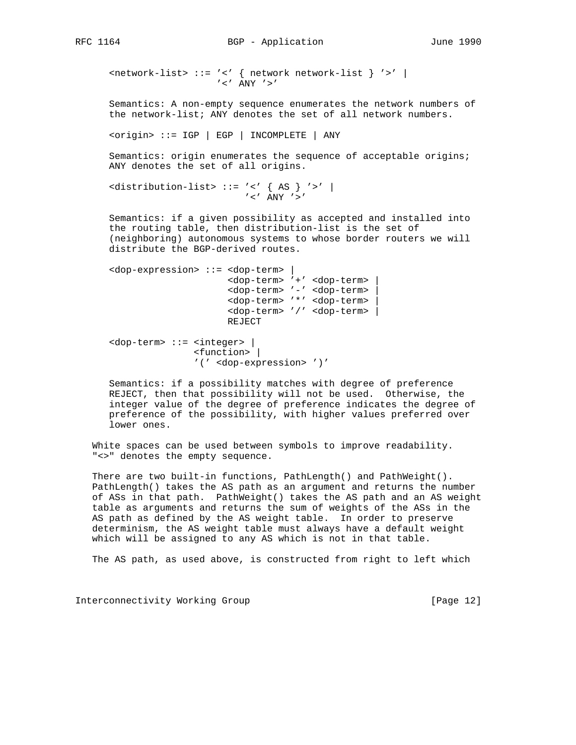```
<network-list> ::= '<' { network network-list } '>' |
                   '<' ANY '>'
```

Semantics: A non-empty sequence enumerates the network numbers of the network-list; ANY denotes the set of all network numbers.

```
<origin> ::= IGP | EGP | INCOMPLETE | ANY
```

Semantics: origin enumerates the sequence of acceptable origins; ANY denotes the set of all origins.

```
<distribution-list> ::= '<' { AS } '>' |
                        '<' ANY '>'
```

Semantics: if a given possibility as accepted and installed into the routing table, then distribution-list is the set of (neighboring) autonomous systems to whose border routers we will distribute the BGP-derived routes.

```
<dop-expression> ::= <dop-term> |
                     <dop-term> '+' <dop-term> |
                     <dop-term> '-' <dop-term> |
                     <dop-term> '*' <dop-term> |
                     <dop-term> '/' <dop-term> |
                     REJECT

<dop-term> ::= <integer> |
               <function> |
               '(' <dop-expression> ')'
```

Semantics: if a possibility matches with degree of preference REJECT, then that possibility will not be used. Otherwise, the integer value of the degree of preference indicates the degree of preference of the possibility, with higher values preferred over lower ones.

White spaces can be used between symbols to improve readability. "<>" denotes the empty sequence.

There are two built-in functions, PathLength() and PathWeight(). PathLength() takes the AS path as an argument and returns the number of ASs in that path. PathWeight() takes the AS path and an AS weight table as arguments and returns the sum of weights of the ASs in the AS path as defined by the AS weight table. In order to preserve determinism, the AS weight table must always have a default weight which will be assigned to any AS which is not in that table.

The AS path, as used above, is constructed from right to left which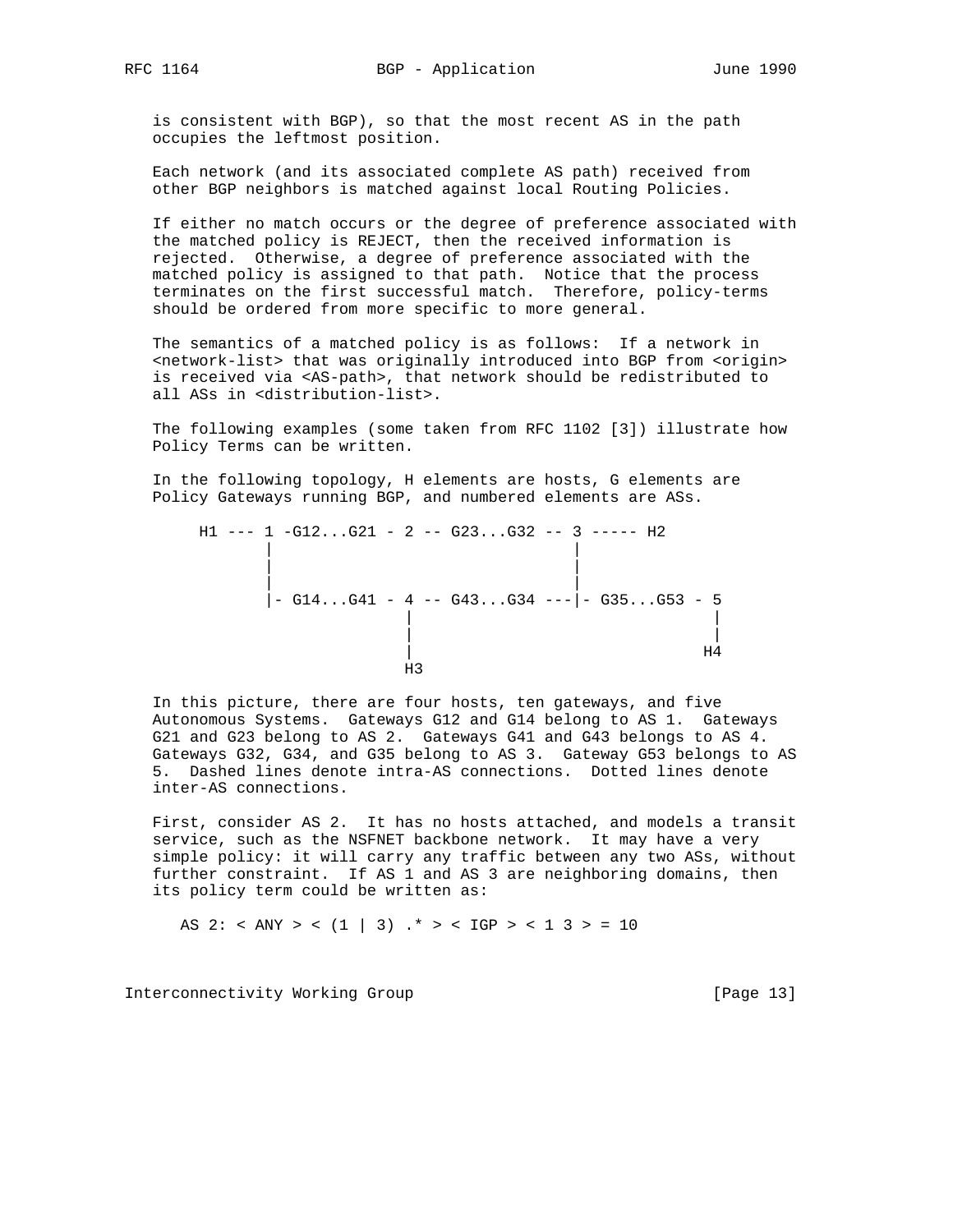is consistent with BGP), so that the most recent AS in the path occupies the leftmost position.

Each network (and its associated complete AS path) received from other BGP neighbors is matched against local Routing Policies.

If either no match occurs or the degree of preference associated with the matched policy is REJECT, then the received information is rejected. Otherwise, a degree of preference associated with the matched policy is assigned to that path. Notice that the process terminates on the first successful match. Therefore, policy-terms should be ordered from more specific to more general.

The semantics of a matched policy is as follows: If a network in <network-list> that was originally introduced into BGP from <origin> is received via <AS-path>, that network should be redistributed to all ASs in <distribution-list>.

The following examples (some taken from RFC 1102 [3]) illustrate how Policy Terms can be written.

In the following topology, H elements are hosts, G elements are Policy Gateways running BGP, and numbered elements are ASs.

```
H1 --- 1 -G12...G21 - 2 -- G23...G32 -- 3 ----- H2
       |                                |
       |                                |
       |                                |
       |- G14...G41 - 4 -- G43...G34 ---|- G35...G53 - 5
                      |                                |
                      |                                |
                      |                               H4
                     H3
```

In this picture, there are four hosts, ten gateways, and five Autonomous Systems. Gateways G12 and G14 belong to AS 1. Gateways G21 and G23 belong to AS 2. Gateways G41 and G43 belongs to AS 4. Gateways G32, G34, and G35 belong to AS 3. Gateway G53 belongs to AS 5. Dashed lines denote intra-AS connections. Dotted lines denote inter-AS connections.

First, consider AS 2. It has no hosts attached, and models a transit service, such as the NSFNET backbone network. It may have a very simple policy: it will carry any traffic between any two ASs, without further constraint. If AS 1 and AS 3 are neighboring domains, then its policy term could be written as:

```
AS 2: < ANY > < (1 | 3) .* > < IGP > < 1 3 > = 10
```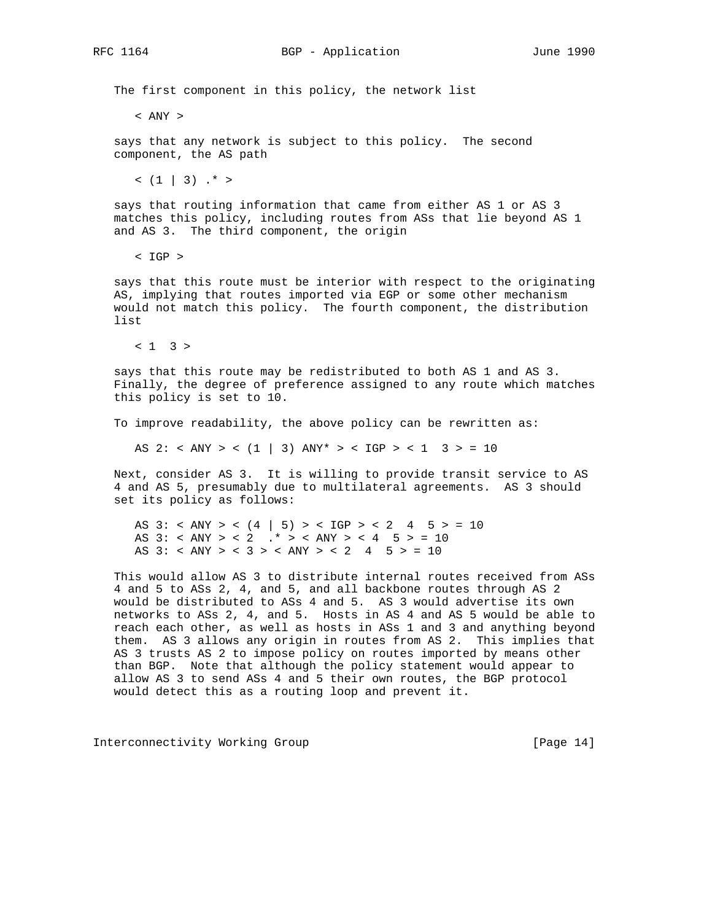The first component in this policy, the network list

```
< ANY >
```

says that any network is subject to this policy. The second component, the AS path

```
< (1 | 3) .* >
```

says that routing information that came from either AS 1 or AS 3 matches this policy, including routes from ASs that lie beyond AS 1 and AS 3. The third component, the origin

```
< IGP >
```

says that this route must be interior with respect to the originating AS, implying that routes imported via EGP or some other mechanism would not match this policy. The fourth component, the distribution list

```
< 1  3 >
```

says that this route may be redistributed to both AS 1 and AS 3. Finally, the degree of preference assigned to any route which matches this policy is set to 10.

To improve readability, the above policy can be rewritten as:

```
AS 2: < ANY > < (1 | 3) ANY* > < IGP > < 1  3 > = 10
```

Next, consider AS 3. It is willing to provide transit service to AS 4 and AS 5, presumably due to multilateral agreements. AS 3 should set its policy as follows:

```
AS 3: < ANY > < (4 | 5) > < IGP > < 2  4  5 > = 10
AS 3: < ANY > < 2  .* > < ANY > < 4  5 > = 10
AS 3: < ANY > < 3 > < ANY > < 2  4  5 > = 10
```

This would allow AS 3 to distribute internal routes received from ASs 4 and 5 to ASs 2, 4, and 5, and all backbone routes through AS 2 would be distributed to ASs 4 and 5. AS 3 would advertise its own networks to ASs 2, 4, and 5. Hosts in AS 4 and AS 5 would be able to reach each other, as well as hosts in ASs 1 and 3 and anything beyond them. AS 3 allows any origin in routes from AS 2. This implies that AS 3 trusts AS 2 to impose policy on routes imported by means other than BGP. Note that although the policy statement would appear to allow AS 3 to send ASs 4 and 5 their own routes, the BGP protocol would detect this as a routing loop and prevent it.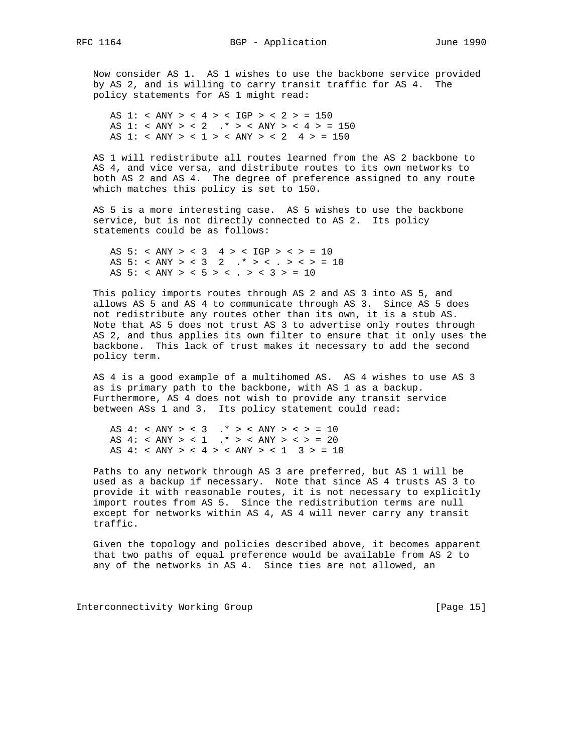Now consider AS 1. AS 1 wishes to use the backbone service provided by AS 2, and is willing to carry transit traffic for AS 4. The policy statements for AS 1 might read:

```
AS 1: < ANY > < 4 > < IGP > < 2 > = 150
AS 1: < ANY > < 2  .* > < ANY > < 4 > = 150
AS 1: < ANY > < 1 > < ANY > < 2  4 > = 150
```

AS 1 will redistribute all routes learned from the AS 2 backbone to AS 4, and vice versa, and distribute routes to its own networks to both AS 2 and AS 4. The degree of preference assigned to any route which matches this policy is set to 150.

AS 5 is a more interesting case. AS 5 wishes to use the backbone service, but is not directly connected to AS 2. Its policy statements could be as follows:

```
AS 5: < ANY > < 3  4 > < IGP > < > = 10
AS 5: < ANY > < 3  2  .* > < . > < > = 10
AS 5: < ANY > < 5 > < . > < 3 > = 10
```

This policy imports routes through AS 2 and AS 3 into AS 5, and allows AS 5 and AS 4 to communicate through AS 3. Since AS 5 does not redistribute any routes other than its own, it is a stub AS. Note that AS 5 does not trust AS 3 to advertise only routes through AS 2, and thus applies its own filter to ensure that it only uses the backbone. This lack of trust makes it necessary to add the second policy term.

AS 4 is a good example of a multihomed AS. AS 4 wishes to use AS 3 as is primary path to the backbone, with AS 1 as a backup. Furthermore, AS 4 does not wish to provide any transit service between ASs 1 and 3. Its policy statement could read:

```
AS 4: < ANY > < 3  .* > < ANY > < > = 10
AS 4: < ANY > < 1  .* > < ANY > < > = 20
AS 4: < ANY > < 4 > < ANY > < 1  3 > = 10
```

Paths to any network through AS 3 are preferred, but AS 1 will be used as a backup if necessary. Note that since AS 4 trusts AS 3 to provide it with reasonable routes, it is not necessary to explicitly import routes from AS 5. Since the redistribution terms are null except for networks within AS 4, AS 4 will never carry any transit traffic.

Given the topology and policies described above, it becomes apparent that two paths of equal preference would be available from AS 2 to any of the networks in AS 4. Since ties are not allowed, an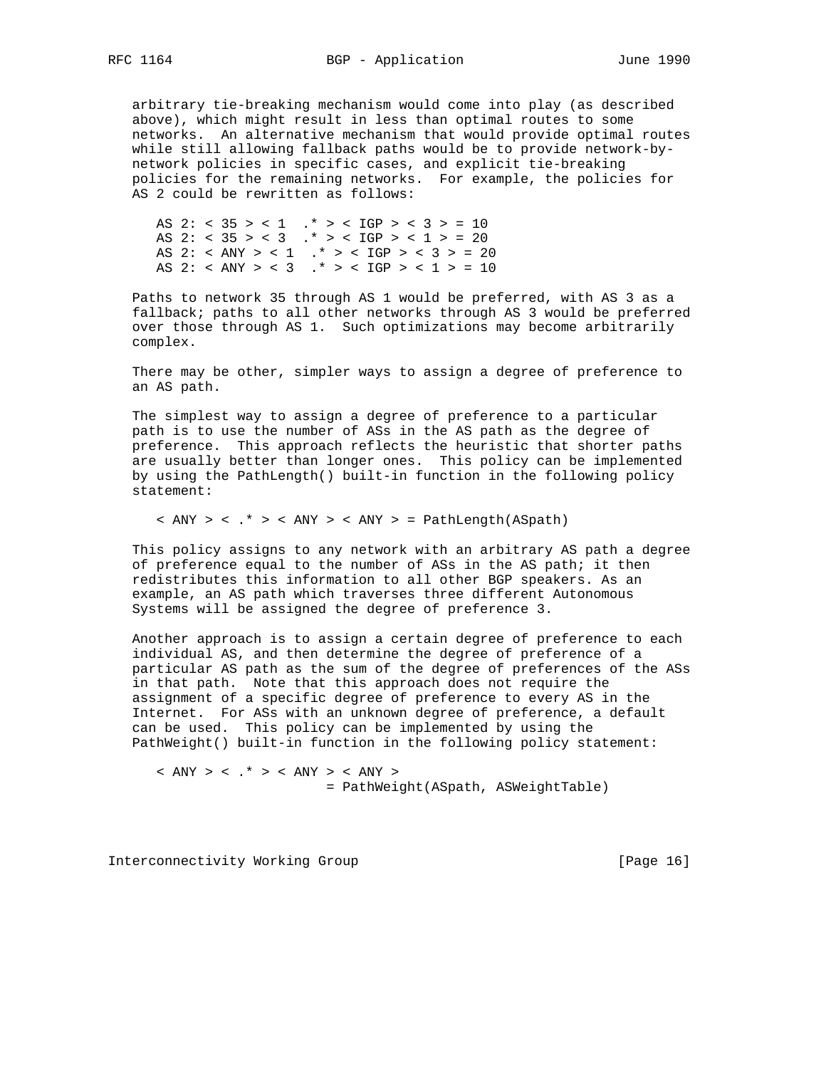arbitrary tie-breaking mechanism would come into play (as described above), which might result in less than optimal routes to some networks. An alternative mechanism that would provide optimal routes while still allowing fallback paths would be to provide network-by-network policies in specific cases, and explicit tie-breaking policies for the remaining networks. For example, the policies for AS 2 could be rewritten as follows:

```
AS 2: < 35 > < 1  .* > < IGP > < 3 > = 10
AS 2: < 35 > < 3  .* > < IGP > < 1 > = 20
AS 2: < ANY > < 1  .* > < IGP > < 3 > = 20
AS 2: < ANY > < 3  .* > < IGP > < 1 > = 10
```

Paths to network 35 through AS 1 would be preferred, with AS 3 as a fallback; paths to all other networks through AS 3 would be preferred over those through AS 1. Such optimizations may become arbitrarily complex.

There may be other, simpler ways to assign a degree of preference to an AS path.

The simplest way to assign a degree of preference to a particular path is to use the number of ASs in the AS path as the degree of preference. This approach reflects the heuristic that shorter paths are usually better than longer ones. This policy can be implemented by using the PathLength() built-in function in the following policy statement:

```
< ANY > < .* > < ANY > < ANY > = PathLength(ASpath)
```

This policy assigns to any network with an arbitrary AS path a degree of preference equal to the number of ASs in the AS path; it then redistributes this information to all other BGP speakers. As an example, an AS path which traverses three different Autonomous Systems will be assigned the degree of preference 3.

Another approach is to assign a certain degree of preference to each individual AS, and then determine the degree of preference of a particular AS path as the sum of the degree of preferences of the ASs in that path. Note that this approach does not require the assignment of a specific degree of preference to every AS in the Internet. For ASs with an unknown degree of preference, a default can be used. This policy can be implemented by using the PathWeight() built-in function in the following policy statement:

```
< ANY > < .* > < ANY > < ANY >
                      = PathWeight(ASpath, ASWeightTable)
```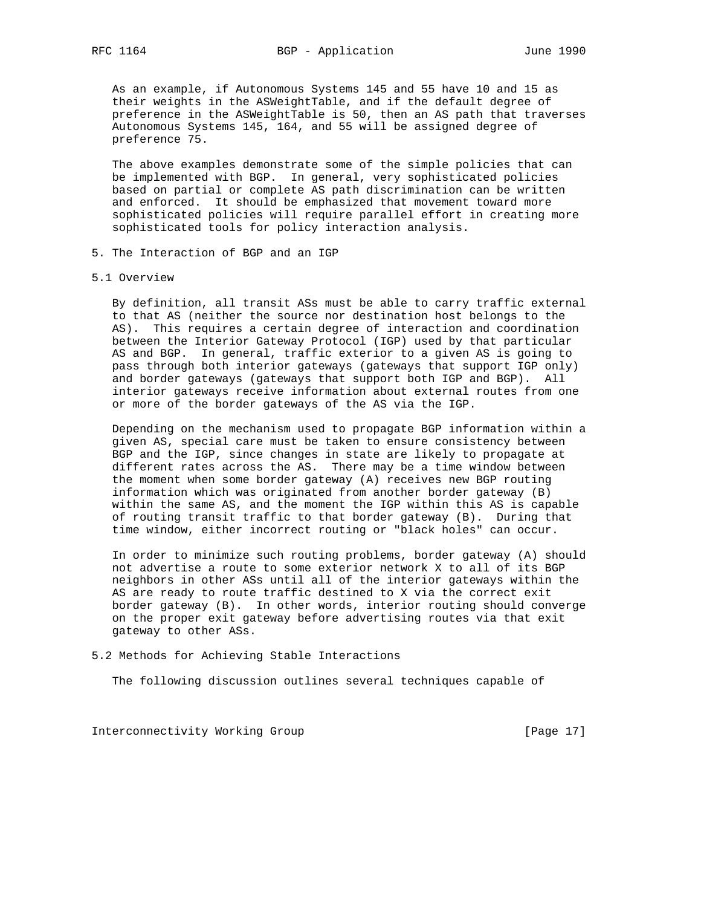As an example, if Autonomous Systems 145 and 55 have 10 and 15 as their weights in the ASWeightTable, and if the default degree of preference in the ASWeightTable is 50, then an AS path that traverses Autonomous Systems 145, 164, and 55 will be assigned degree of preference 75.

The above examples demonstrate some of the simple policies that can be implemented with BGP. In general, very sophisticated policies based on partial or complete AS path discrimination can be written and enforced. It should be emphasized that movement toward more sophisticated policies will require parallel effort in creating more sophisticated tools for policy interaction analysis.

## 5. The Interaction of BGP and an IGP

### 5.1 Overview

By definition, all transit ASs must be able to carry traffic external to that AS (neither the source nor destination host belongs to the AS). This requires a certain degree of interaction and coordination between the Interior Gateway Protocol (IGP) used by that particular AS and BGP. In general, traffic exterior to a given AS is going to pass through both interior gateways (gateways that support IGP only) and border gateways (gateways that support both IGP and BGP). All interior gateways receive information about external routes from one or more of the border gateways of the AS via the IGP.

Depending on the mechanism used to propagate BGP information within a given AS, special care must be taken to ensure consistency between BGP and the IGP, since changes in state are likely to propagate at different rates across the AS. There may be a time window between the moment when some border gateway (A) receives new BGP routing information which was originated from another border gateway (B) within the same AS, and the moment the IGP within this AS is capable of routing transit traffic to that border gateway (B). During that time window, either incorrect routing or "black holes" can occur.

In order to minimize such routing problems, border gateway (A) should not advertise a route to some exterior network X to all of its BGP neighbors in other ASs until all of the interior gateways within the AS are ready to route traffic destined to X via the correct exit border gateway (B). In other words, interior routing should converge on the proper exit gateway before advertising routes via that exit gateway to other ASs.

### 5.2 Methods for Achieving Stable Interactions

The following discussion outlines several techniques capable of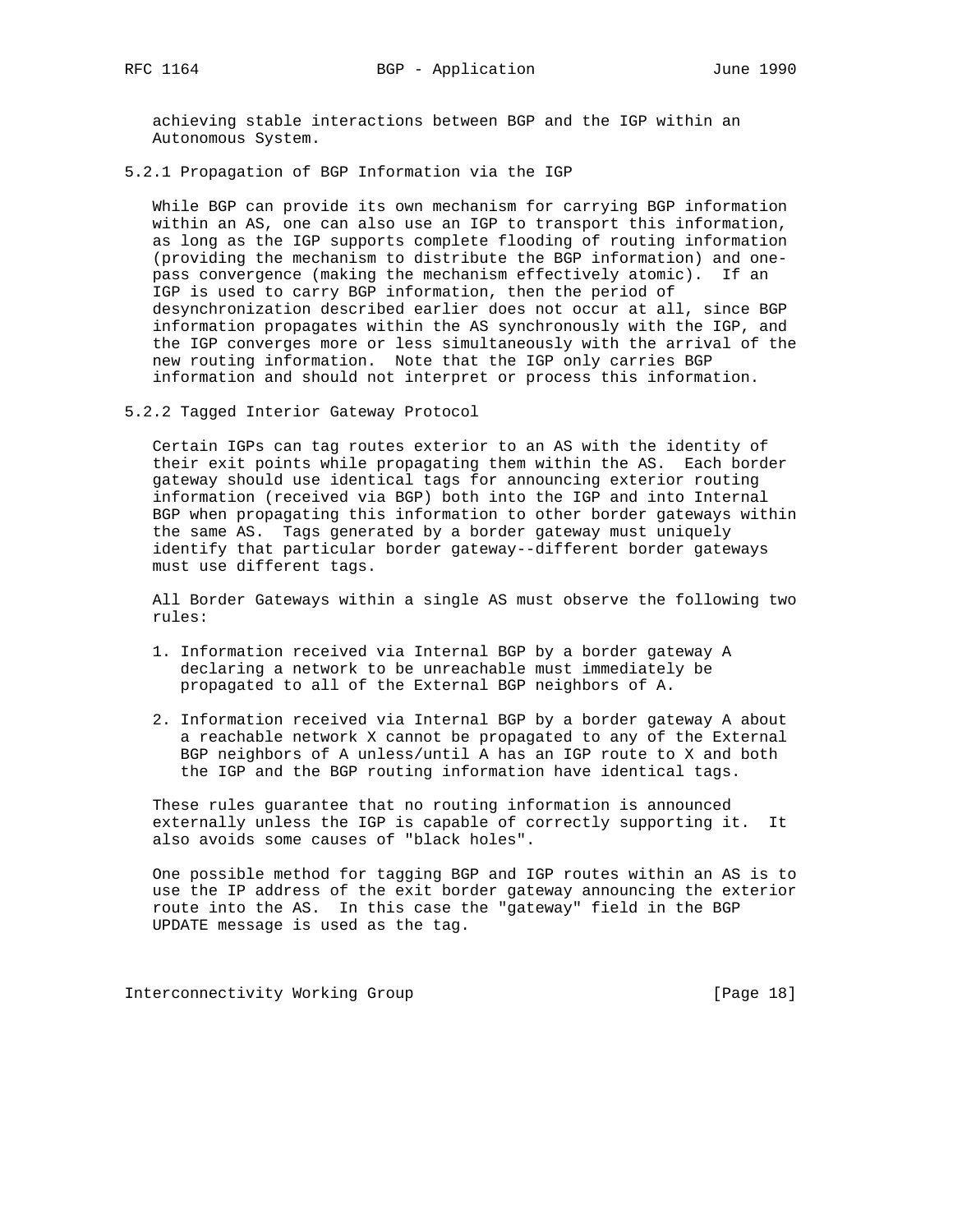achieving stable interactions between BGP and the IGP within an Autonomous System.

### 5.2.1 Propagation of BGP Information via the IGP

While BGP can provide its own mechanism for carrying BGP information within an AS, one can also use an IGP to transport this information, as long as the IGP supports complete flooding of routing information (providing the mechanism to distribute the BGP information) and one-pass convergence (making the mechanism effectively atomic). If an IGP is used to carry BGP information, then the period of desynchronization described earlier does not occur at all, since BGP information propagates within the AS synchronously with the IGP, and the IGP converges more or less simultaneously with the arrival of the new routing information. Note that the IGP only carries BGP information and should not interpret or process this information.

### 5.2.2 Tagged Interior Gateway Protocol

Certain IGPs can tag routes exterior to an AS with the identity of their exit points while propagating them within the AS. Each border gateway should use identical tags for announcing exterior routing information (received via BGP) both into the IGP and into Internal BGP when propagating this information to other border gateways within the same AS. Tags generated by a border gateway must uniquely identify that particular border gateway--different border gateways must use different tags.

All Border Gateways within a single AS must observe the following two rules:

1. Information received via Internal BGP by a border gateway A declaring a network to be unreachable must immediately be propagated to all of the External BGP neighbors of A.

2. Information received via Internal BGP by a border gateway A about a reachable network X cannot be propagated to any of the External BGP neighbors of A unless/until A has an IGP route to X and both the IGP and the BGP routing information have identical tags.

These rules guarantee that no routing information is announced externally unless the IGP is capable of correctly supporting it. It also avoids some causes of "black holes".

One possible method for tagging BGP and IGP routes within an AS is to use the IP address of the exit border gateway announcing the exterior route into the AS. In this case the "gateway" field in the BGP UPDATE message is used as the tag.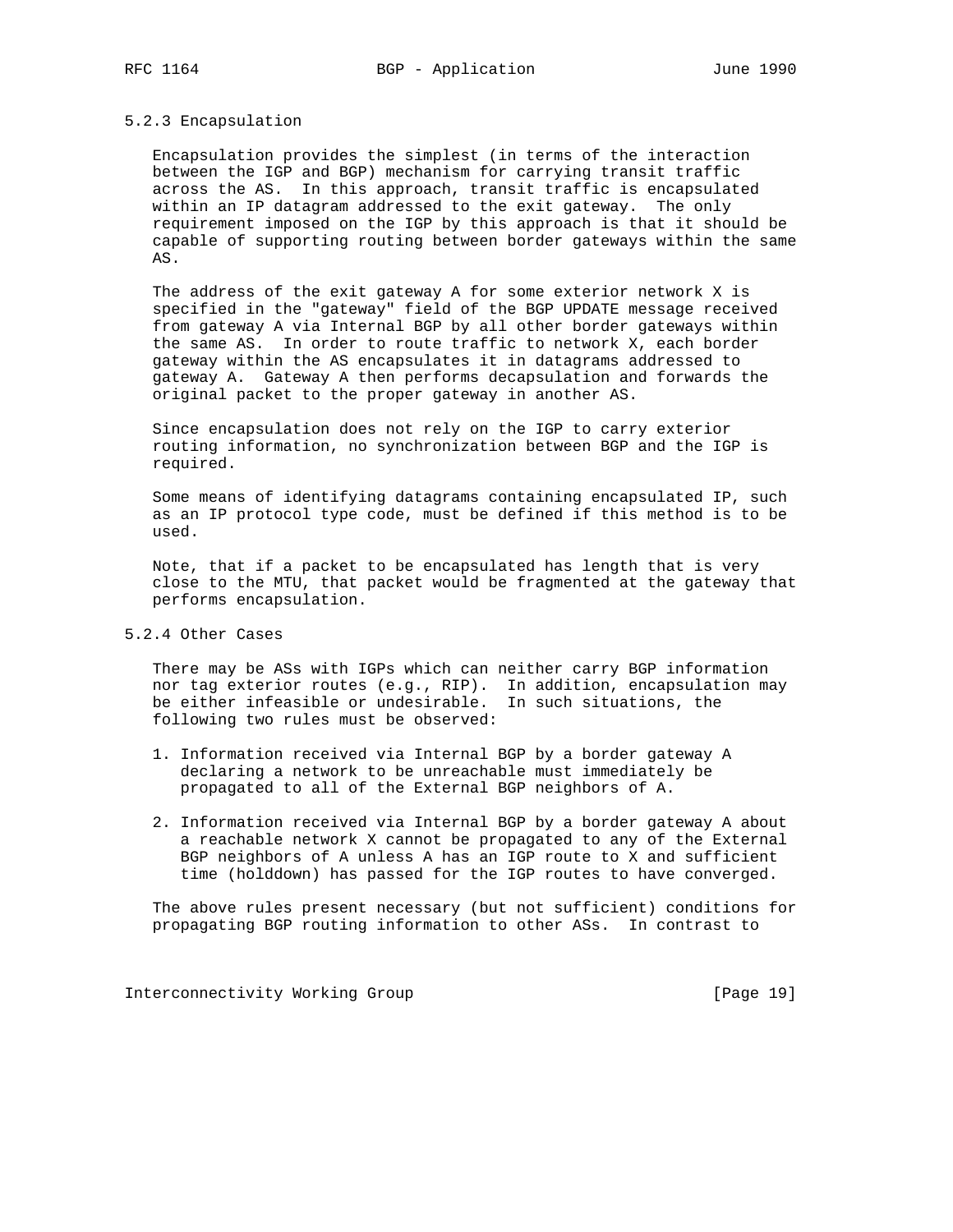### 5.2.3 Encapsulation

Encapsulation provides the simplest (in terms of the interaction between the IGP and BGP) mechanism for carrying transit traffic across the AS. In this approach, transit traffic is encapsulated within an IP datagram addressed to the exit gateway. The only requirement imposed on the IGP by this approach is that it should be capable of supporting routing between border gateways within the same AS.

The address of the exit gateway A for some exterior network X is specified in the "gateway" field of the BGP UPDATE message received from gateway A via Internal BGP by all other border gateways within the same AS. In order to route traffic to network X, each border gateway within the AS encapsulates it in datagrams addressed to gateway A. Gateway A then performs decapsulation and forwards the original packet to the proper gateway in another AS.

Since encapsulation does not rely on the IGP to carry exterior routing information, no synchronization between BGP and the IGP is required.

Some means of identifying datagrams containing encapsulated IP, such as an IP protocol type code, must be defined if this method is to be used.

Note, that if a packet to be encapsulated has length that is very close to the MTU, that packet would be fragmented at the gateway that performs encapsulation.

### 5.2.4 Other Cases

There may be ASs with IGPs which can neither carry BGP information nor tag exterior routes (e.g., RIP). In addition, encapsulation may be either infeasible or undesirable. In such situations, the following two rules must be observed:

1. Information received via Internal BGP by a border gateway A declaring a network to be unreachable must immediately be propagated to all of the External BGP neighbors of A.

2. Information received via Internal BGP by a border gateway A about a reachable network X cannot be propagated to any of the External BGP neighbors of A unless A has an IGP route to X and sufficient time (holddown) has passed for the IGP routes to have converged.

The above rules present necessary (but not sufficient) conditions for propagating BGP routing information to other ASs. In contrast to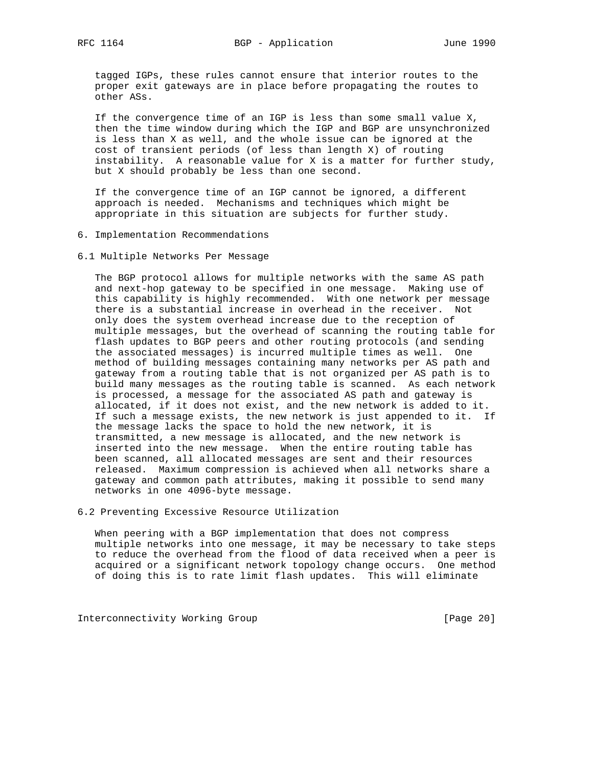tagged IGPs, these rules cannot ensure that interior routes to the proper exit gateways are in place before propagating the routes to other ASs.

If the convergence time of an IGP is less than some small value X, then the time window during which the IGP and BGP are unsynchronized is less than X as well, and the whole issue can be ignored at the cost of transient periods (of less than length X) of routing instability. A reasonable value for X is a matter for further study, but X should probably be less than one second.

If the convergence time of an IGP cannot be ignored, a different approach is needed. Mechanisms and techniques which might be appropriate in this situation are subjects for further study.

## 6. Implementation Recommendations

### 6.1 Multiple Networks Per Message

The BGP protocol allows for multiple networks with the same AS path and next-hop gateway to be specified in one message. Making use of this capability is highly recommended. With one network per message there is a substantial increase in overhead in the receiver. Not only does the system overhead increase due to the reception of multiple messages, but the overhead of scanning the routing table for flash updates to BGP peers and other routing protocols (and sending the associated messages) is incurred multiple times as well. One method of building messages containing many networks per AS path and gateway from a routing table that is not organized per AS path is to build many messages as the routing table is scanned. As each network is processed, a message for the associated AS path and gateway is allocated, if it does not exist, and the new network is added to it. If such a message exists, the new network is just appended to it. If the message lacks the space to hold the new network, it is transmitted, a new message is allocated, and the new network is inserted into the new message. When the entire routing table has been scanned, all allocated messages are sent and their resources released. Maximum compression is achieved when all networks share a gateway and common path attributes, making it possible to send many networks in one 4096-byte message.

### 6.2 Preventing Excessive Resource Utilization

When peering with a BGP implementation that does not compress multiple networks into one message, it may be necessary to take steps to reduce the overhead from the flood of data received when a peer is acquired or a significant network topology change occurs. One method of doing this is to rate limit flash updates. This will eliminate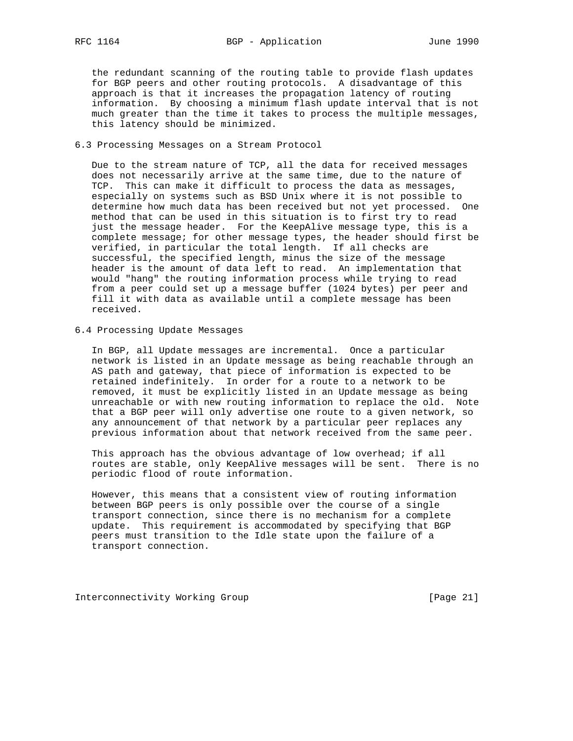the redundant scanning of the routing table to provide flash updates for BGP peers and other routing protocols. A disadvantage of this approach is that it increases the propagation latency of routing information. By choosing a minimum flash update interval that is not much greater than the time it takes to process the multiple messages, this latency should be minimized.

## 6.3 Processing Messages on a Stream Protocol

Due to the stream nature of TCP, all the data for received messages does not necessarily arrive at the same time, due to the nature of TCP. This can make it difficult to process the data as messages, especially on systems such as BSD Unix where it is not possible to determine how much data has been received but not yet processed. One method that can be used in this situation is to first try to read just the message header. For the KeepAlive message type, this is a complete message; for other message types, the header should first be verified, in particular the total length. If all checks are successful, the specified length, minus the size of the message header is the amount of data left to read. An implementation that would "hang" the routing information process while trying to read from a peer could set up a message buffer (1024 bytes) per peer and fill it with data as available until a complete message has been received.

## 6.4 Processing Update Messages

In BGP, all Update messages are incremental. Once a particular network is listed in an Update message as being reachable through an AS path and gateway, that piece of information is expected to be retained indefinitely. In order for a route to a network to be removed, it must be explicitly listed in an Update message as being unreachable or with new routing information to replace the old. Note that a BGP peer will only advertise one route to a given network, so any announcement of that network by a particular peer replaces any previous information about that network received from the same peer.

This approach has the obvious advantage of low overhead; if all routes are stable, only KeepAlive messages will be sent. There is no periodic flood of route information.

However, this means that a consistent view of routing information between BGP peers is only possible over the course of a single transport connection, since there is no mechanism for a complete update. This requirement is accommodated by specifying that BGP peers must transition to the Idle state upon the failure of a transport connection.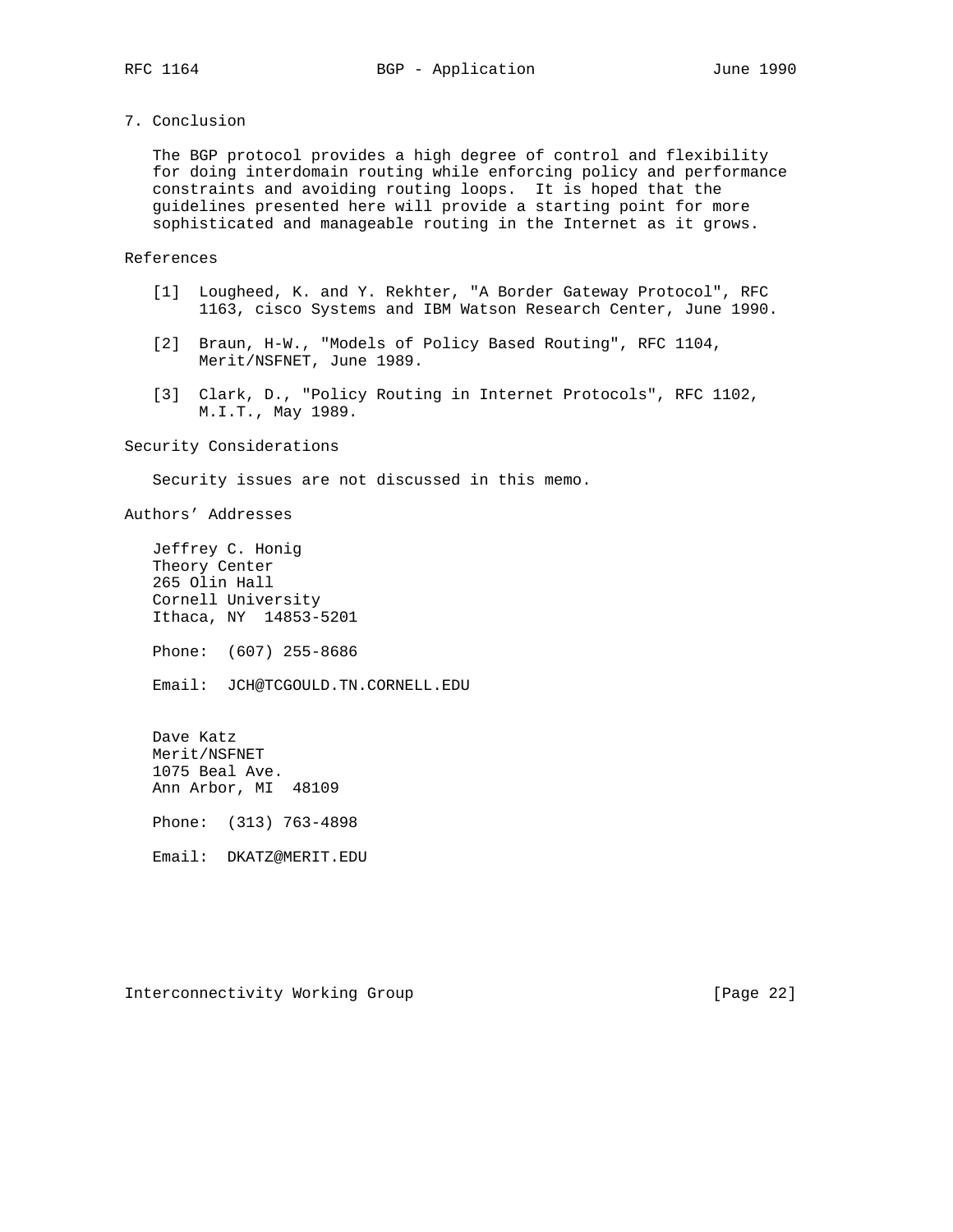## 7. Conclusion

The BGP protocol provides a high degree of control and flexibility for doing interdomain routing while enforcing policy and performance constraints and avoiding routing loops. It is hoped that the guidelines presented here will provide a starting point for more sophisticated and manageable routing in the Internet as it grows.

## References

[1] Lougheed, K. and Y. Rekhter, "A Border Gateway Protocol", RFC 1163, cisco Systems and IBM Watson Research Center, June 1990.

[2] Braun, H-W., "Models of Policy Based Routing", RFC 1104, Merit/NSFNET, June 1989.

[3] Clark, D., "Policy Routing in Internet Protocols", RFC 1102, M.I.T., May 1989.

## Security Considerations

Security issues are not discussed in this memo.

## Authors' Addresses

Jeffrey C. Honig
Theory Center
265 Olin Hall
Cornell University
Ithaca, NY 14853-5201

Phone: (607) 255-8686

Email: JCH@TCGOULD.TN.CORNELL.EDU

Dave Katz
Merit/NSFNET
1075 Beal Ave.
Ann Arbor, MI 48109

Phone: (313) 763-4898

Email: DKATZ@MERIT.EDU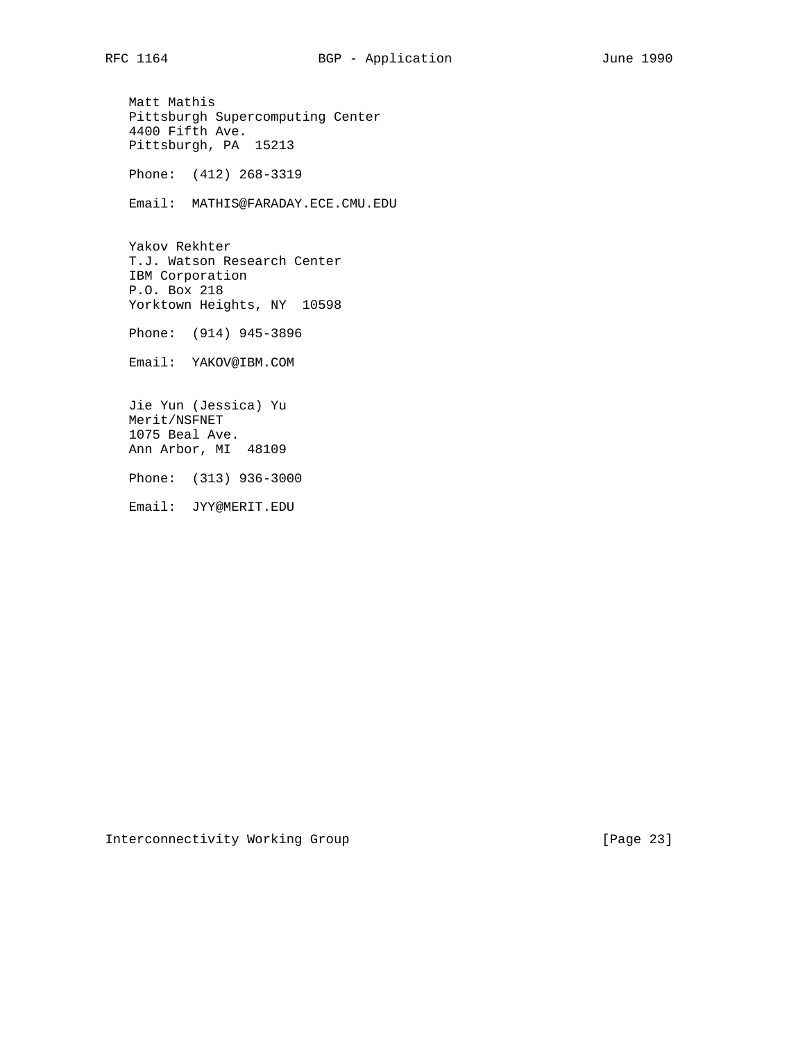Matt Mathis
Pittsburgh Supercomputing Center
4400 Fifth Ave.
Pittsburgh, PA  15213

Phone:  (412) 268-3319

Email:  MATHIS@FARADAY.ECE.CMU.EDU

Yakov Rekhter
T.J. Watson Research Center
IBM Corporation
P.O. Box 218
Yorktown Heights, NY  10598

Phone:  (914) 945-3896

Email:  YAKOV@IBM.COM

Jie Yun (Jessica) Yu
Merit/NSFNET
1075 Beal Ave.
Ann Arbor, MI  48109

Phone:  (313) 936-3000

Email:  JYY@MERIT.EDU